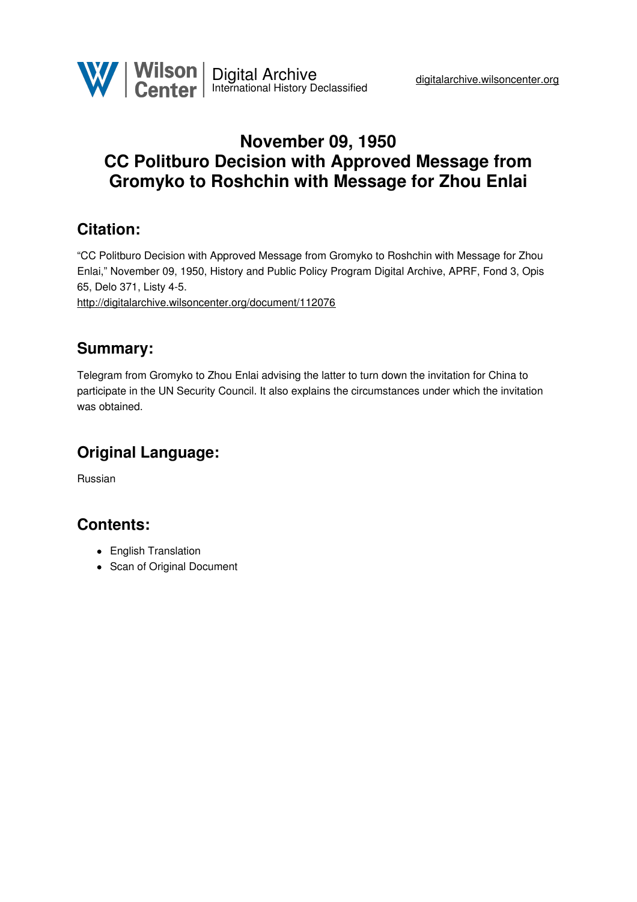# November 09, 1950
# CC Politburo Decision with Approved Message from Gromyko to Roshchin with Message for Zhou Enlai

## Citation:

"CC Politburo Decision with Approved Message from Gromyko to Roshchin with Message for Zhou Enlai," November 09, 1950, History and Public Policy Program Digital Archive, APRF, Fond 3, Opis 65, Delo 371, Listy 4-5.
http://digitalarchive.wilsoncenter.org/document/112076

## Summary:

Telegram from Gromyko to Zhou Enlai advising the latter to turn down the invitation for China to participate in the UN Security Council. It also explains the circumstances under which the invitation was obtained.

## Original Language:

Russian

## Contents:

- English Translation
- Scan of Original Document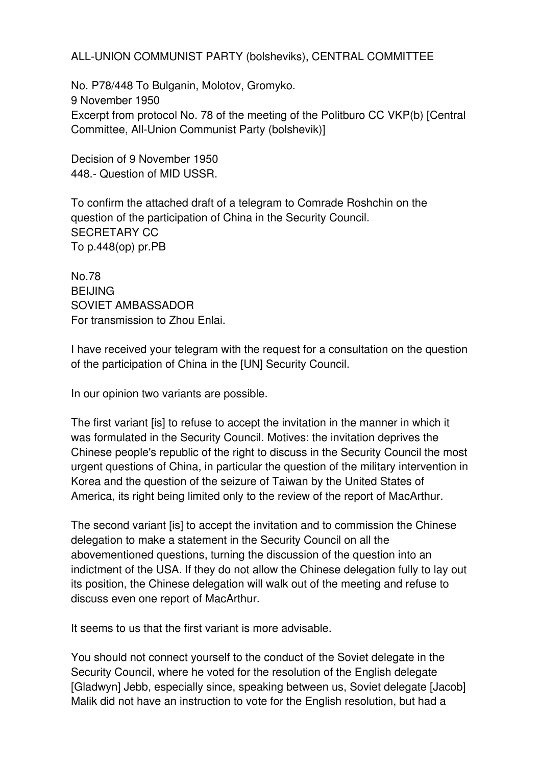ALL-UNION COMMUNIST PARTY (bolsheviks), CENTRAL COMMITTEE

No. P78/448 To Bulganin, Molotov, Gromyko.
9 November 1950
Excerpt from protocol No. 78 of the meeting of the Politburo CC VKP(b) [Central Committee, All-Union Communist Party (bolshevik)]

Decision of 9 November 1950
448.- Question of MID USSR.

To confirm the attached draft of a telegram to Comrade Roshchin on the question of the participation of China in the Security Council.
SECRETARY CC
To p.448(op) pr.PB

No.78
BEIJING
SOVIET AMBASSADOR
For transmission to Zhou Enlai.

I have received your telegram with the request for a consultation on the question of the participation of China in the [UN] Security Council.

In our opinion two variants are possible.

The first variant [is] to refuse to accept the invitation in the manner in which it was formulated in the Security Council. Motives: the invitation deprives the Chinese people's republic of the right to discuss in the Security Council the most urgent questions of China, in particular the question of the military intervention in Korea and the question of the seizure of Taiwan by the United States of America, its right being limited only to the review of the report of MacArthur.

The second variant [is] to accept the invitation and to commission the Chinese delegation to make a statement in the Security Council on all the abovementioned questions, turning the discussion of the question into an indictment of the USA. If they do not allow the Chinese delegation fully to lay out its position, the Chinese delegation will walk out of the meeting and refuse to discuss even one report of MacArthur.

It seems to us that the first variant is more advisable.

You should not connect yourself to the conduct of the Soviet delegate in the Security Council, where he voted for the resolution of the English delegate [Gladwyn] Jebb, especially since, speaking between us, Soviet delegate [Jacob] Malik did not have an instruction to vote for the English resolution, but had a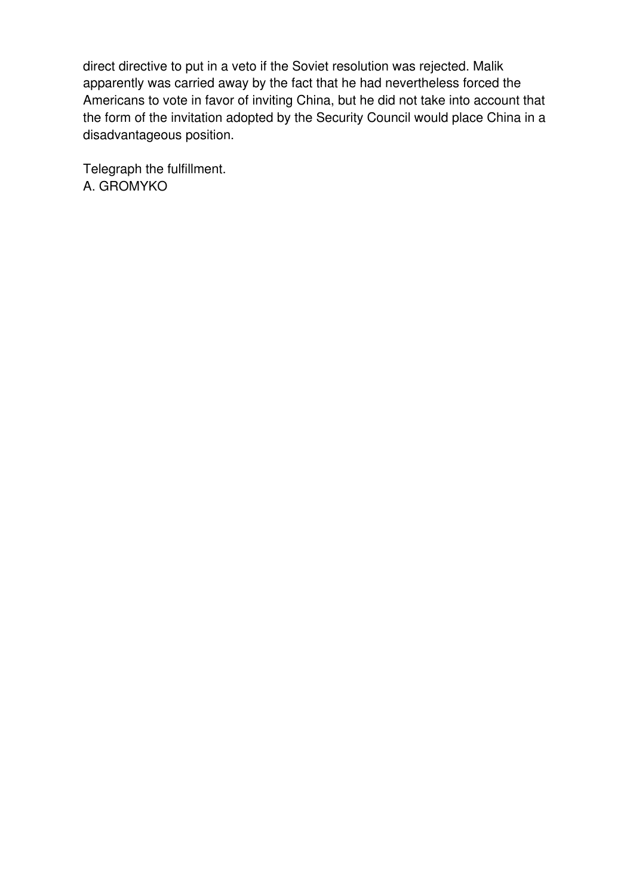direct directive to put in a veto if the Soviet resolution was rejected. Malik apparently was carried away by the fact that he had nevertheless forced the Americans to vote in favor of inviting China, but he did not take into account that the form of the invitation adopted by the Security Council would place China in a disadvantageous position.

Telegraph the fulfillment.
A. GROMYKO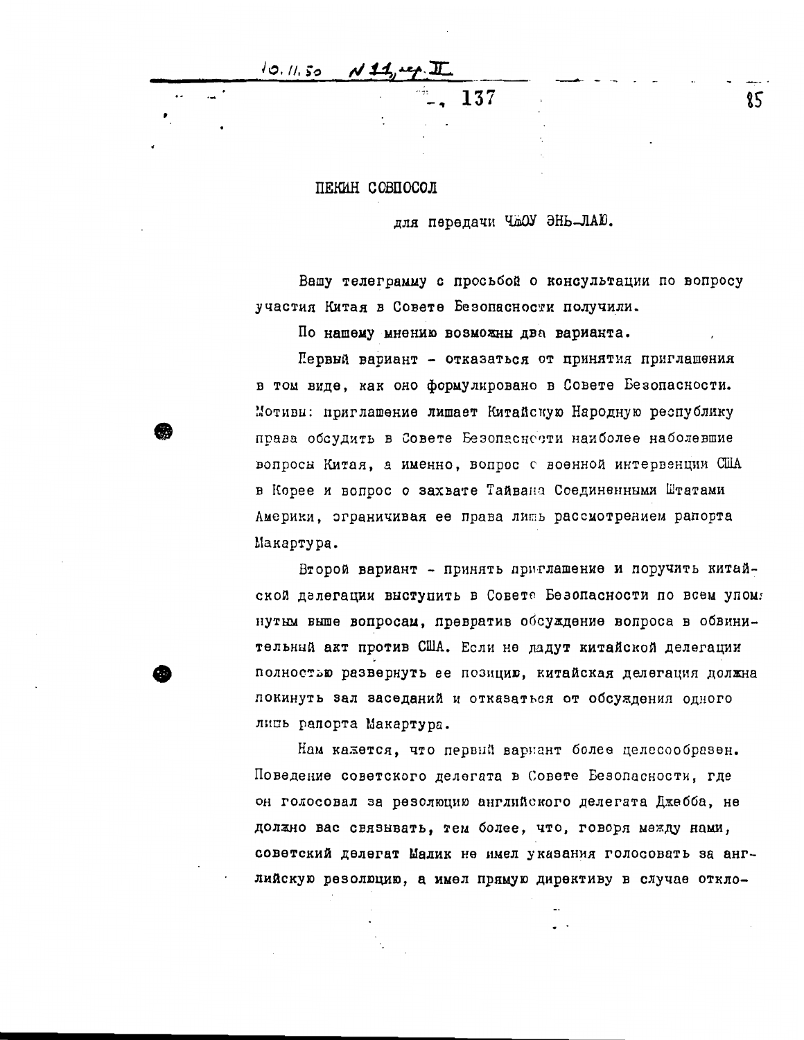10.11.50 N 11, сер. II

–, 137

ПЕКИН СОВПОСОЛ

для передачи ЧЖОУ ЭНЬ-ЛАЮ.

Вашу телеграмму с просьбой о консультации по вопросу участия Китая в Совете Безопасности получили.

По нашему мнению возможны два варианта.

Первый вариант – отказаться от принятия приглашения в том виде, как оно формулировано в Совете Безопасности. Мотивы: приглашение лишает Китайскую Народную республику права обсудить в Совете Безопасности наиболее наболевшие вопросы Китая, а именно, вопрос о военной интервенции США в Корее и вопрос о захвате Тайваня Соединенными Штатами Америки, ограничивая ее права лишь рассмотрением рапорта Макартура.

Второй вариант – принять приглашение и поручить китайской делегации выступить в Совете Безопасности по всем упомянутым выше вопросам, превратив обсуждение вопроса в обвинительный акт против США. Если не дадут китайской делегации полностью развернуть ее позицию, китайская делегация должна покинуть зал заседаний и отказаться от обсуждения одного лишь рапорта Макартура.

Нам кажется, что первый вариант более целесообразен. Поведение советского делегата в Совете Безопасности, где он голосовал за резолюцию английского делегата Джебба, не должно вас связывать, тем более, что, говоря между нами, советский делегат Малик не имел указания голосовать за английскую резолюцию, а имел прямую директиву в случае откло-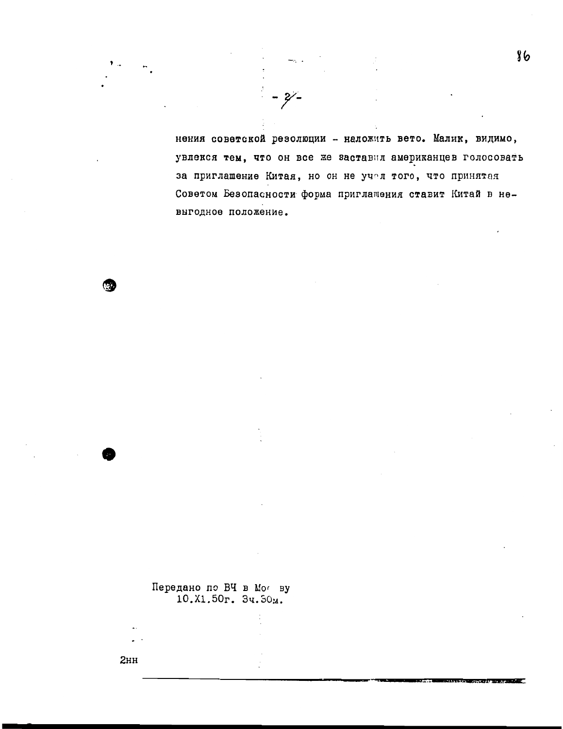нения советской резолюции - наложить вето. Малик, видимо, увлекся тем, что он все же заставил американцев голосовать за приглашение Китая, но он не учел того, что принятая Советом Безопасности форма приглашения ставит Китай в невыгодное положение.

Передано по ВЧ в Москву
10.XI.50г. 3ч.30м.

2нн